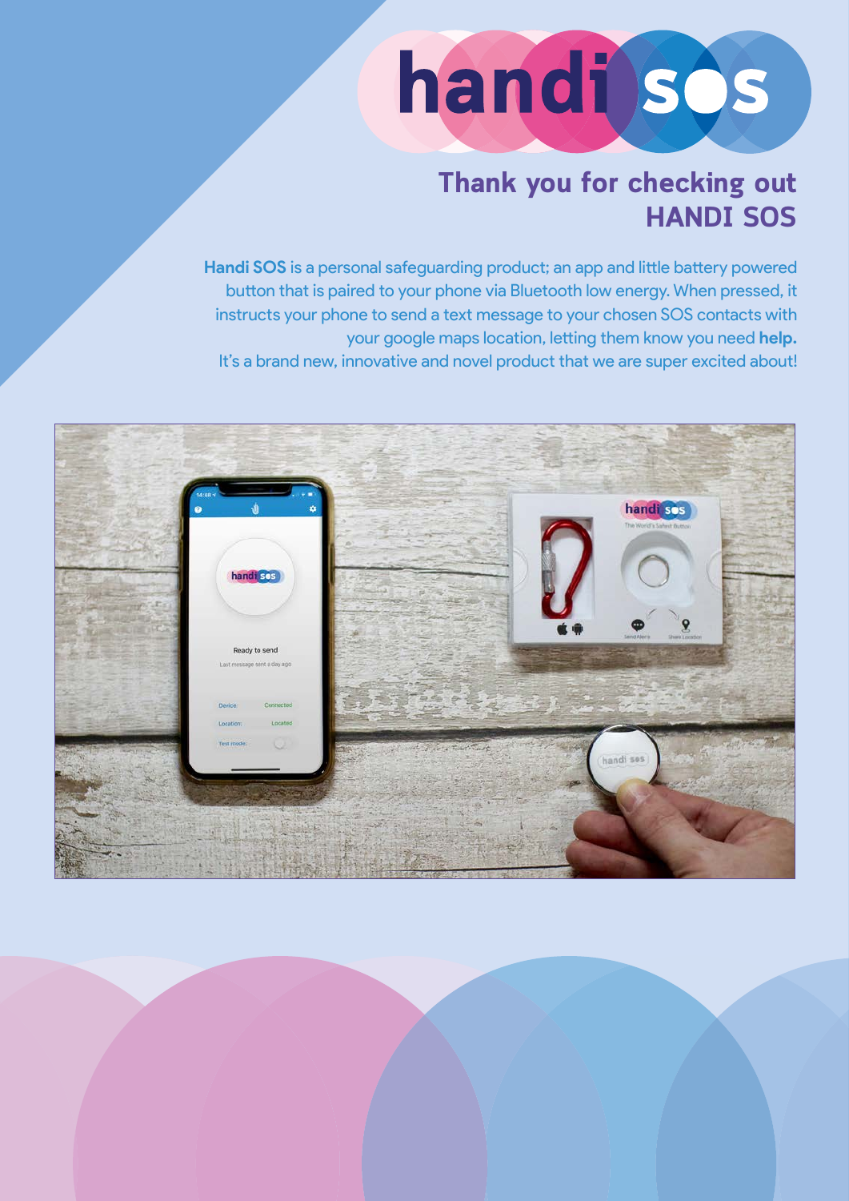# handi sos

## Thank you for checking out HANDI SOS

**Handi SOS** is a personal safeguarding product; an app and little battery powered button that is paired to your phone via Bluetooth low energy. When pressed, it instructs your phone to send a text message to your chosen SOS contacts with your google maps location, letting them know you need **help.**
It's a brand new, innovative and novel product that we are super excited about!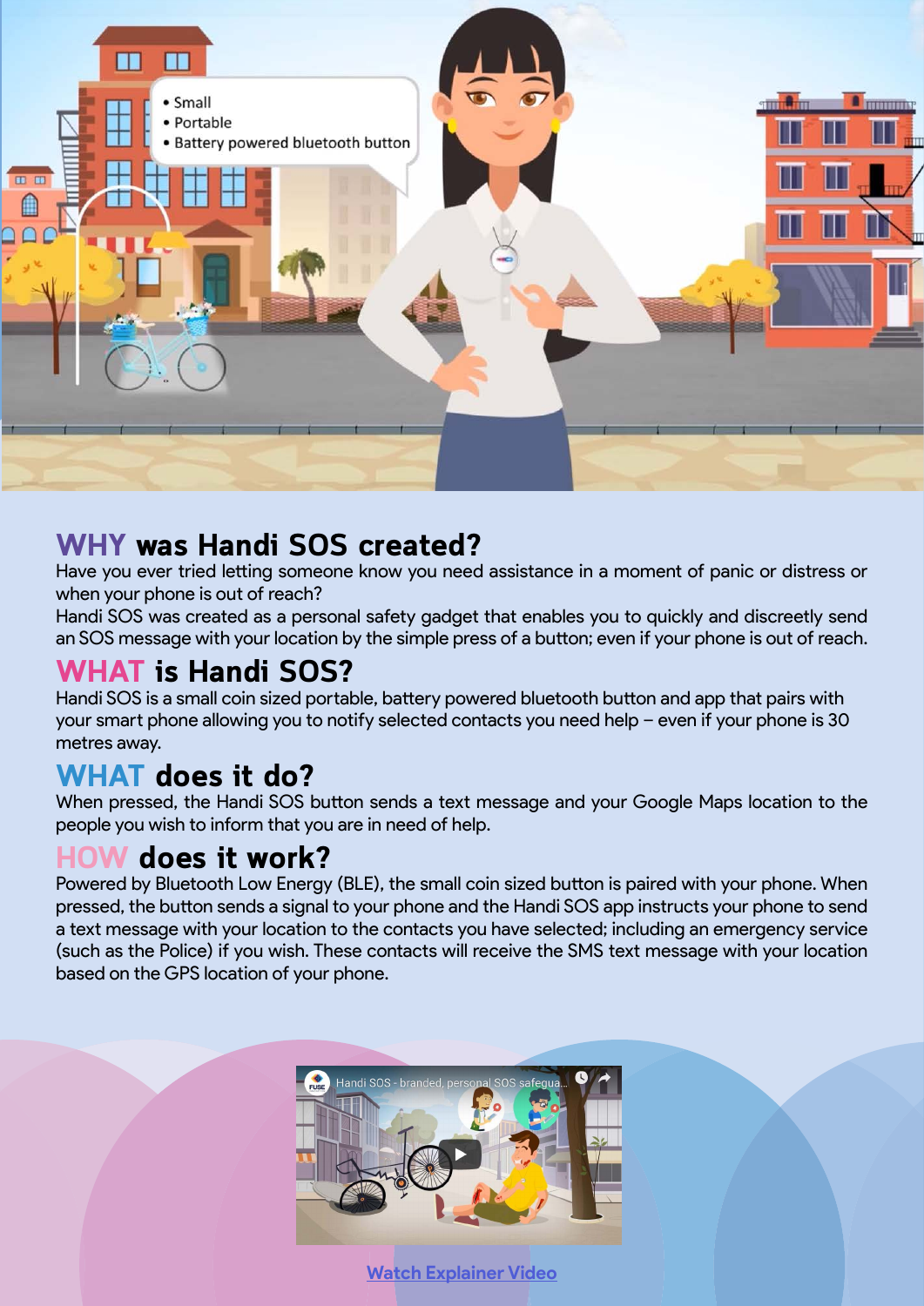## WHY was Handi SOS created?

Have you ever tried letting someone know you need assistance in a moment of panic or distress or when your phone is out of reach?

Handi SOS was created as a personal safety gadget that enables you to quickly and discreetly send an SOS message with your location by the simple press of a button; even if your phone is out of reach.

## WHAT is Handi SOS?

Handi SOS is a small coin sized portable, battery powered bluetooth button and app that pairs with your smart phone allowing you to notify selected contacts you need help – even if your phone is 30 metres away.

## WHAT does it do?

When pressed, the Handi SOS button sends a text message and your Google Maps location to the people you wish to inform that you are in need of help.

## HOW does it work?

Powered by Bluetooth Low Energy (BLE), the small coin sized button is paired with your phone. When pressed, the button sends a signal to your phone and the Handi SOS app instructs your phone to send a text message with your location to the contacts you have selected; including an emergency service (such as the Police) if you wish. These contacts will receive the SMS text message with your location based on the GPS location of your phone.

[Watch Explainer Video]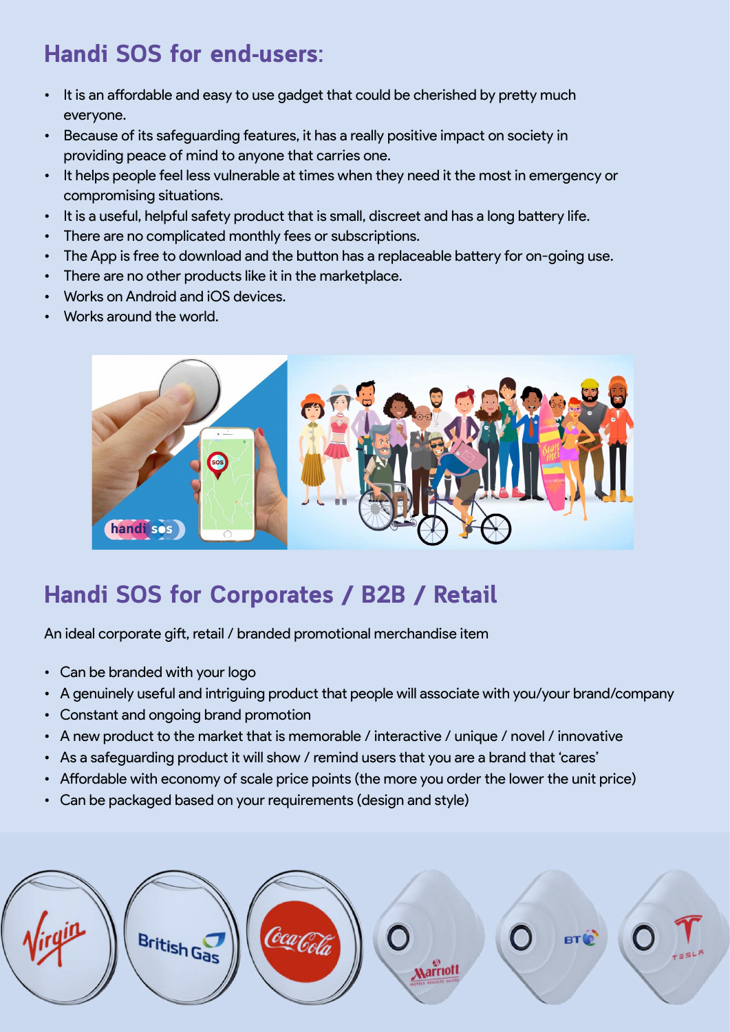## Handi SOS for end-users:

- It is an affordable and easy to use gadget that could be cherished by pretty much everyone.
- Because of its safeguarding features, it has a really positive impact on society in providing peace of mind to anyone that carries one.
- It helps people feel less vulnerable at times when they need it the most in emergency or compromising situations.
- It is a useful, helpful safety product that is small, discreet and has a long battery life.
- There are no complicated monthly fees or subscriptions.
- The App is free to download and the button has a replaceable battery for on-going use.
- There are no other products like it in the marketplace.
- Works on Android and iOS devices.
- Works around the world.

## Handi SOS for Corporates / B2B / Retail

An ideal corporate gift, retail / branded promotional merchandise item

- Can be branded with your logo
- A genuinely useful and intriguing product that people will associate with you/your brand/company
- Constant and ongoing brand promotion
- A new product to the market that is memorable / interactive / unique / novel / innovative
- As a safeguarding product it will show / remind users that you are a brand that 'cares'
- Affordable with economy of scale price points (the more you order the lower the unit price)
- Can be packaged based on your requirements (design and style)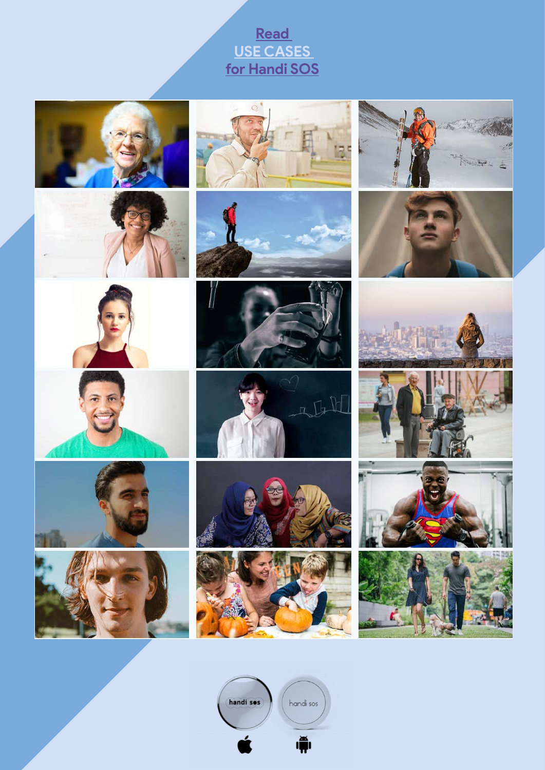**Read USE CASES for Handi SOS**

handi sos

handi sos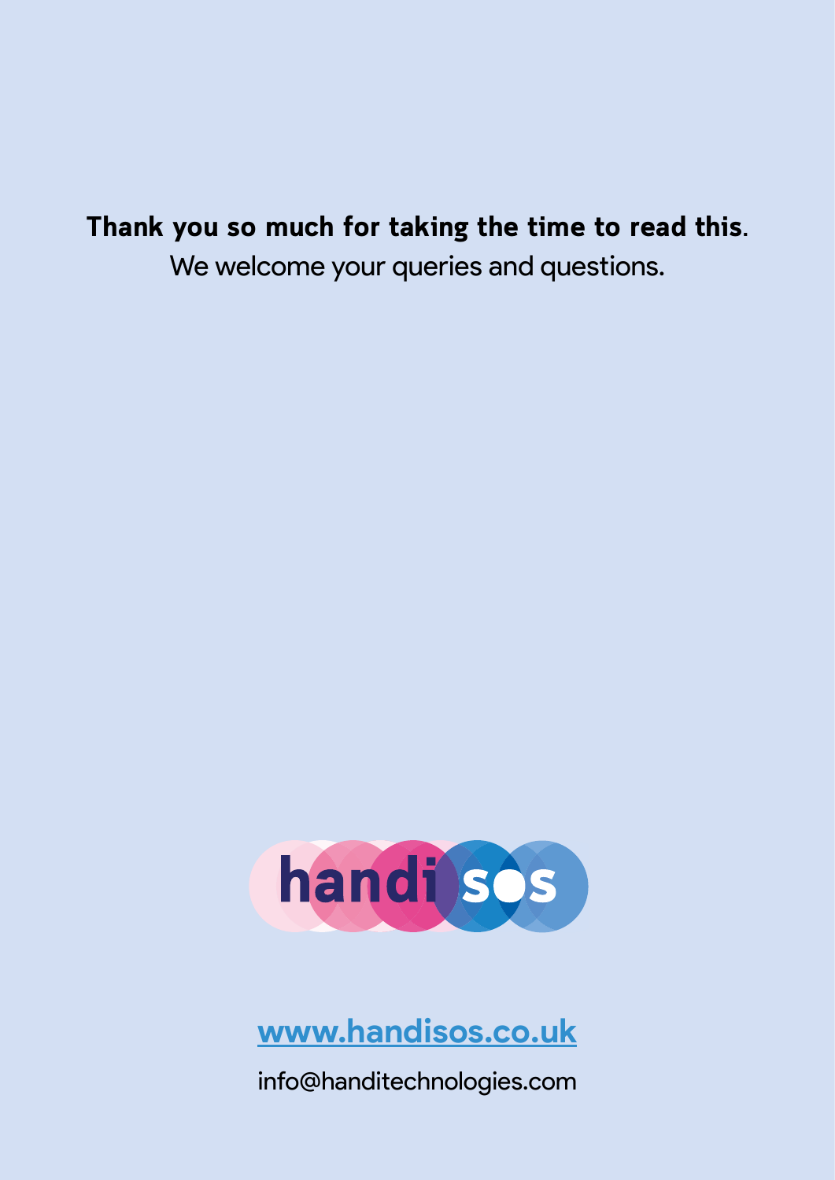**Thank you so much for taking the time to read this.**
We welcome your queries and questions.

handi sos

[www.handisos.co.uk](http://www.handisos.co.uk)

info@handitechnologies.com